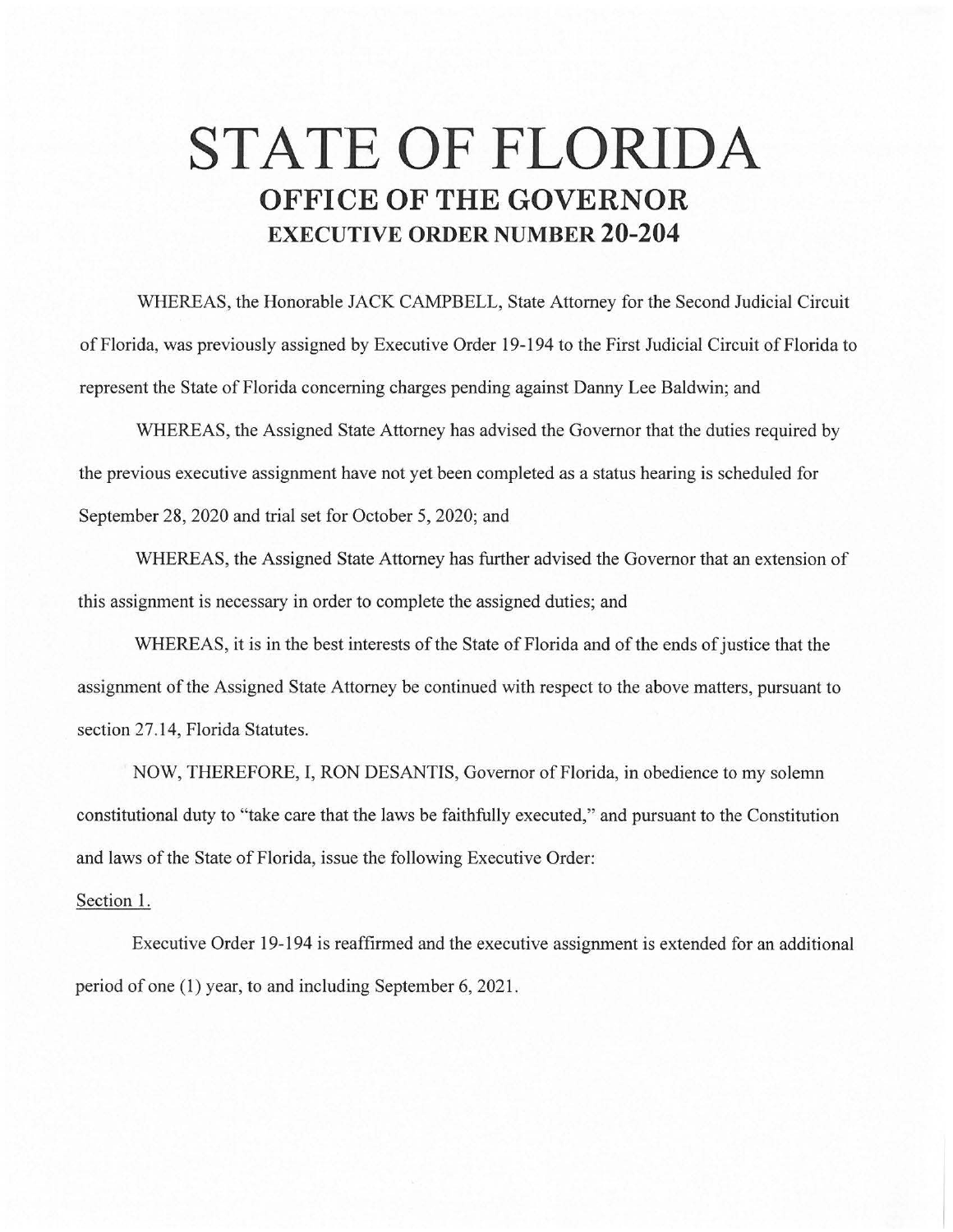# STATE OF FLORIDA
## OFFICE OF THE GOVERNOR
### EXECUTIVE ORDER NUMBER 20-204

WHEREAS, the Honorable JACK CAMPBELL, State Attorney for the Second Judicial Circuit of Florida, was previously assigned by Executive Order 19-194 to the First Judicial Circuit of Florida to represent the State of Florida concerning charges pending against Danny Lee Baldwin; and

WHEREAS, the Assigned State Attorney has advised the Governor that the duties required by the previous executive assignment have not yet been completed as a status hearing is scheduled for September 28, 2020 and trial set for October 5, 2020; and

WHEREAS, the Assigned State Attorney has further advised the Governor that an extension of this assignment is necessary in order to complete the assigned duties; and

WHEREAS, it is in the best interests of the State of Florida and of the ends of justice that the assignment of the Assigned State Attorney be continued with respect to the above matters, pursuant to section 27.14, Florida Statutes.

NOW, THEREFORE, I, RON DESANTIS, Governor of Florida, in obedience to my solemn constitutional duty to "take care that the laws be faithfully executed," and pursuant to the Constitution and laws of the State of Florida, issue the following Executive Order:

Section 1.

Executive Order 19-194 is reaffirmed and the executive assignment is extended for an additional period of one (1) year, to and including September 6, 2021.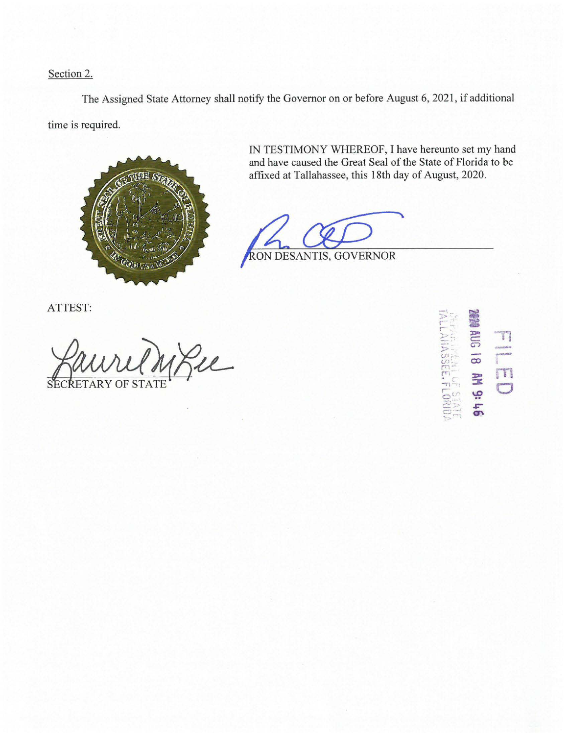Section 2.

The Assigned State Attorney shall notify the Governor on or before August 6, 2021, if additional time is required.

IN TESTIMONY WHEREOF, I have hereunto set my hand and have caused the Great Seal of the State of Florida to be affixed at Tallahassee, this 18th day of August, 2020.

RON DESANTIS, GOVERNOR

ATTEST:

SECRETARY OF STATE

FILED

2020 AUG 18 AM 9:46

DEPARTMENT OF STATE
TALLAHASSEE, FLORIDA